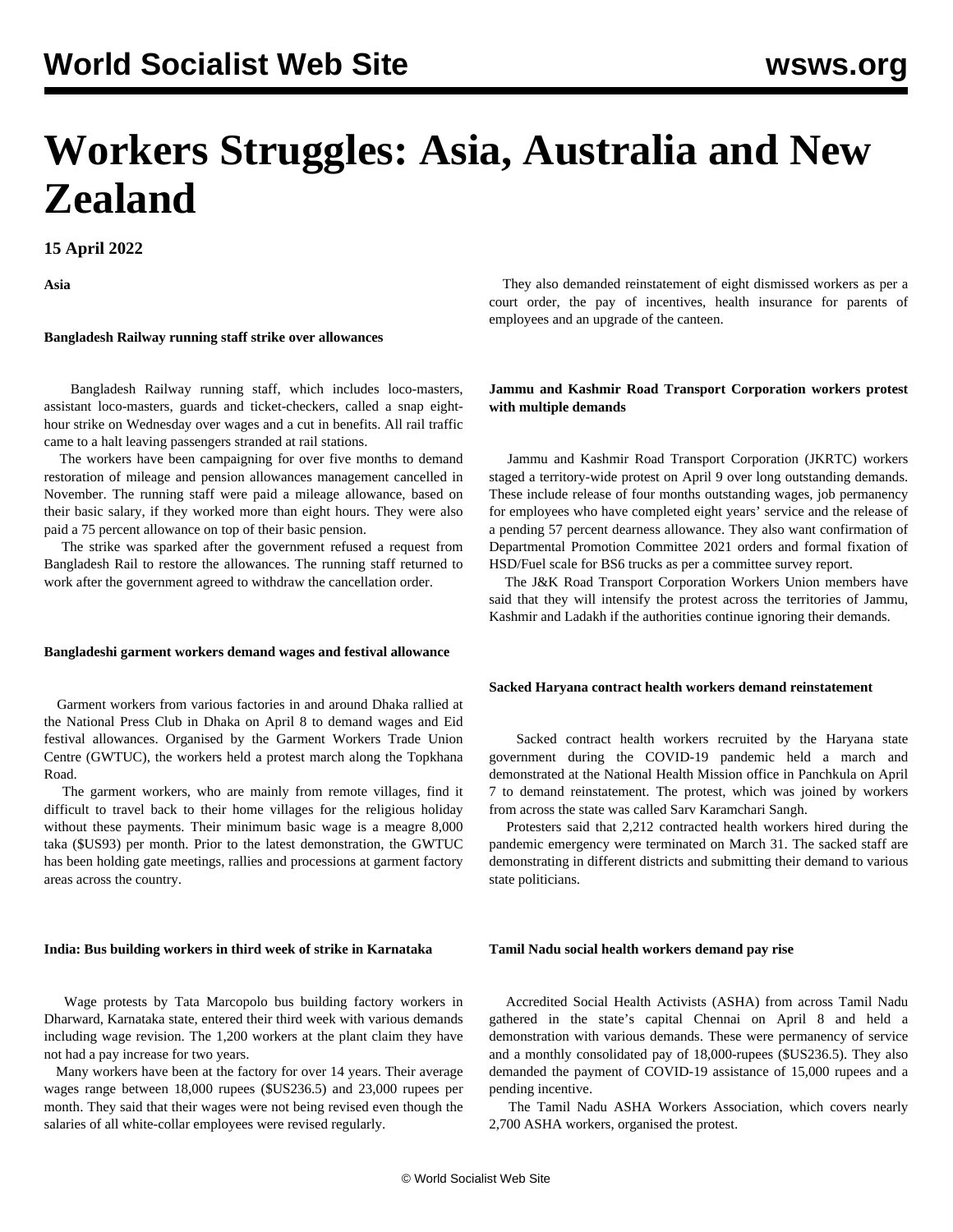# Workers Struggles: Asia, Australia and New Zealand

**15 April 2022**

**Asia**

**Bangladesh Railway running staff strike over allowances**

Bangladesh Railway running staff, which includes loco-masters, assistant loco-masters, guards and ticket-checkers, called a snap eight-hour strike on Wednesday over wages and a cut in benefits. All rail traffic came to a halt leaving passengers stranded at rail stations.

The workers have been campaigning for over five months to demand restoration of mileage and pension allowances management cancelled in November. The running staff were paid a mileage allowance, based on their basic salary, if they worked more than eight hours. They were also paid a 75 percent allowance on top of their basic pension.

The strike was sparked after the government refused a request from Bangladesh Rail to restore the allowances. The running staff returned to work after the government agreed to withdraw the cancellation order.

**Bangladeshi garment workers demand wages and festival allowance**

Garment workers from various factories in and around Dhaka rallied at the National Press Club in Dhaka on April 8 to demand wages and Eid festival allowances. Organised by the Garment Workers Trade Union Centre (GWTUC), the workers held a protest march along the Topkhana Road.

The garment workers, who are mainly from remote villages, find it difficult to travel back to their home villages for the religious holiday without these payments. Their minimum basic wage is a meagre 8,000 taka ($US93) per month. Prior to the latest demonstration, the GWTUC has been holding gate meetings, rallies and processions at garment factory areas across the country.

**India: Bus building workers in third week of strike in Karnataka**

Wage protests by Tata Marcopolo bus building factory workers in Dharward, Karnataka state, entered their third week with various demands including wage revision. The 1,200 workers at the plant claim they have not had a pay increase for two years.

Many workers have been at the factory for over 14 years. Their average wages range between 18,000 rupees ($US236.5) and 23,000 rupees per month. They said that their wages were not being revised even though the salaries of all white-collar employees were revised regularly.

They also demanded reinstatement of eight dismissed workers as per a court order, the pay of incentives, health insurance for parents of employees and an upgrade of the canteen.

**Jammu and Kashmir Road Transport Corporation workers protest with multiple demands**

Jammu and Kashmir Road Transport Corporation (JKRTC) workers staged a territory-wide protest on April 9 over long outstanding demands. These include release of four months outstanding wages, job permanency for employees who have completed eight years' service and the release of a pending 57 percent dearness allowance. They also want confirmation of Departmental Promotion Committee 2021 orders and formal fixation of HSD/Fuel scale for BS6 trucks as per a committee survey report.

The J&K Road Transport Corporation Workers Union members have said that they will intensify the protest across the territories of Jammu, Kashmir and Ladakh if the authorities continue ignoring their demands.

**Sacked Haryana contract health workers demand reinstatement**

Sacked contract health workers recruited by the Haryana state government during the COVID-19 pandemic held a march and demonstrated at the National Health Mission office in Panchkula on April 7 to demand reinstatement. The protest, which was joined by workers from across the state was called Sarv Karamchari Sangh.

Protesters said that 2,212 contracted health workers hired during the pandemic emergency were terminated on March 31. The sacked staff are demonstrating in different districts and submitting their demand to various state politicians.

**Tamil Nadu social health workers demand pay rise**

Accredited Social Health Activists (ASHA) from across Tamil Nadu gathered in the state's capital Chennai on April 8 and held a demonstration with various demands. These were permanency of service and a monthly consolidated pay of 18,000-rupees ($US236.5). They also demanded the payment of COVID-19 assistance of 15,000 rupees and a pending incentive.

The Tamil Nadu ASHA Workers Association, which covers nearly 2,700 ASHA workers, organised the protest.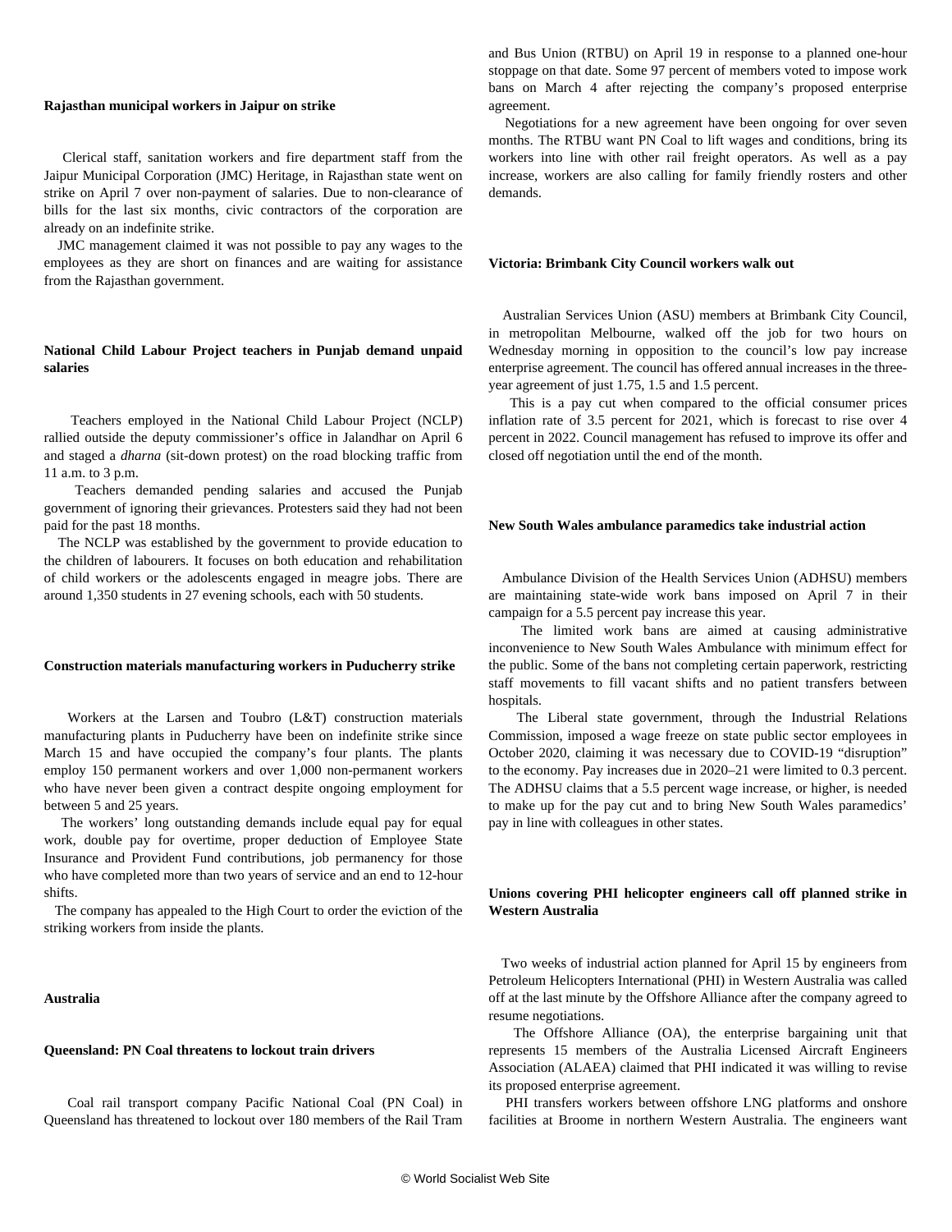**Rajasthan municipal workers in Jaipur on strike**

Clerical staff, sanitation workers and fire department staff from the Jaipur Municipal Corporation (JMC) Heritage, in Rajasthan state went on strike on April 7 over non-payment of salaries. Due to non-clearance of bills for the last six months, civic contractors of the corporation are already on an indefinite strike.

JMC management claimed it was not possible to pay any wages to the employees as they are short on finances and are waiting for assistance from the Rajasthan government.

**National Child Labour Project teachers in Punjab demand unpaid salaries**

Teachers employed in the National Child Labour Project (NCLP) rallied outside the deputy commissioner's office in Jalandhar on April 6 and staged a *dharna* (sit-down protest) on the road blocking traffic from 11 a.m. to 3 p.m.

Teachers demanded pending salaries and accused the Punjab government of ignoring their grievances. Protesters said they had not been paid for the past 18 months.

The NCLP was established by the government to provide education to the children of labourers. It focuses on both education and rehabilitation of child workers or the adolescents engaged in meagre jobs. There are around 1,350 students in 27 evening schools, each with 50 students.

**Construction materials manufacturing workers in Puducherry strike**

Workers at the Larsen and Toubro (L&T) construction materials manufacturing plants in Puducherry have been on indefinite strike since March 15 and have occupied the company's four plants. The plants employ 150 permanent workers and over 1,000 non-permanent workers who have never been given a contract despite ongoing employment for between 5 and 25 years.

The workers' long outstanding demands include equal pay for equal work, double pay for overtime, proper deduction of Employee State Insurance and Provident Fund contributions, job permanency for those who have completed more than two years of service and an end to 12-hour shifts.

The company has appealed to the High Court to order the eviction of the striking workers from inside the plants.

**Australia**

**Queensland: PN Coal threatens to lockout train drivers**

Coal rail transport company Pacific National Coal (PN Coal) in Queensland has threatened to lockout over 180 members of the Rail Tram and Bus Union (RTBU) on April 19 in response to a planned one-hour stoppage on that date. Some 97 percent of members voted to impose work bans on March 4 after rejecting the company's proposed enterprise agreement.

Negotiations for a new agreement have been ongoing for over seven months. The RTBU want PN Coal to lift wages and conditions, bring its workers into line with other rail freight operators. As well as a pay increase, workers are also calling for family friendly rosters and other demands.

**Victoria: Brimbank City Council workers walk out**

Australian Services Union (ASU) members at Brimbank City Council, in metropolitan Melbourne, walked off the job for two hours on Wednesday morning in opposition to the council's low pay increase enterprise agreement. The council has offered annual increases in the three-year agreement of just 1.75, 1.5 and 1.5 percent.

This is a pay cut when compared to the official consumer prices inflation rate of 3.5 percent for 2021, which is forecast to rise over 4 percent in 2022. Council management has refused to improve its offer and closed off negotiation until the end of the month.

**New South Wales ambulance paramedics take industrial action**

Ambulance Division of the Health Services Union (ADHSU) members are maintaining state-wide work bans imposed on April 7 in their campaign for a 5.5 percent pay increase this year.

The limited work bans are aimed at causing administrative inconvenience to New South Wales Ambulance with minimum effect for the public. Some of the bans not completing certain paperwork, restricting staff movements to fill vacant shifts and no patient transfers between hospitals.

The Liberal state government, through the Industrial Relations Commission, imposed a wage freeze on state public sector employees in October 2020, claiming it was necessary due to COVID-19 "disruption" to the economy. Pay increases due in 2020–21 were limited to 0.3 percent. The ADHSU claims that a 5.5 percent wage increase, or higher, is needed to make up for the pay cut and to bring New South Wales paramedics' pay in line with colleagues in other states.

**Unions covering PHI helicopter engineers call off planned strike in Western Australia**

Two weeks of industrial action planned for April 15 by engineers from Petroleum Helicopters International (PHI) in Western Australia was called off at the last minute by the Offshore Alliance after the company agreed to resume negotiations.

The Offshore Alliance (OA), the enterprise bargaining unit that represents 15 members of the Australia Licensed Aircraft Engineers Association (ALAEA) claimed that PHI indicated it was willing to revise its proposed enterprise agreement.

PHI transfers workers between offshore LNG platforms and onshore facilities at Broome in northern Western Australia. The engineers want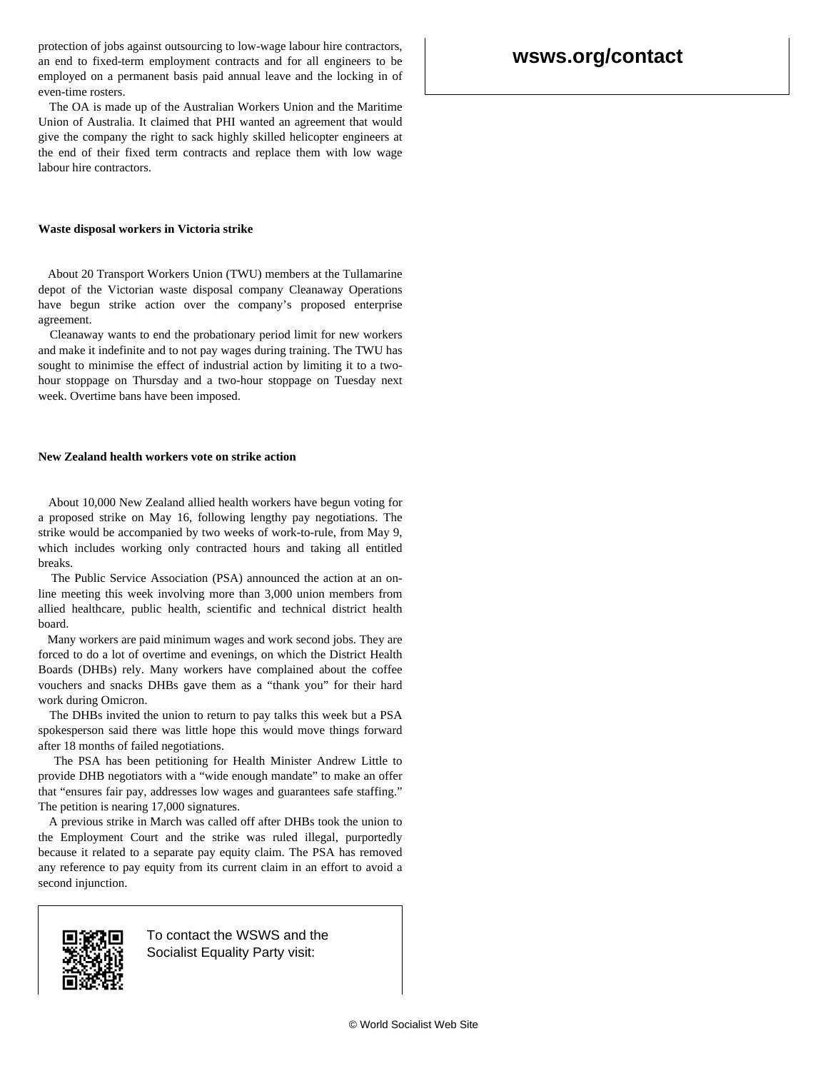protection of jobs against outsourcing to low-wage labour hire contractors, an end to fixed-term employment contracts and for all engineers to be employed on a permanent basis paid annual leave and the locking in of even-time rosters.

The OA is made up of the Australian Workers Union and the Maritime Union of Australia. It claimed that PHI wanted an agreement that would give the company the right to sack highly skilled helicopter engineers at the end of their fixed term contracts and replace them with low wage labour hire contractors.

**Waste disposal workers in Victoria strike**

About 20 Transport Workers Union (TWU) members at the Tullamarine depot of the Victorian waste disposal company Cleanaway Operations have begun strike action over the company's proposed enterprise agreement.

Cleanaway wants to end the probationary period limit for new workers and make it indefinite and to not pay wages during training. The TWU has sought to minimise the effect of industrial action by limiting it to a two-hour stoppage on Thursday and a two-hour stoppage on Tuesday next week. Overtime bans have been imposed.

**New Zealand health workers vote on strike action**

About 10,000 New Zealand allied health workers have begun voting for a proposed strike on May 16, following lengthy pay negotiations. The strike would be accompanied by two weeks of work-to-rule, from May 9, which includes working only contracted hours and taking all entitled breaks.

The Public Service Association (PSA) announced the action at an on-line meeting this week involving more than 3,000 union members from allied healthcare, public health, scientific and technical district health board.

Many workers are paid minimum wages and work second jobs. They are forced to do a lot of overtime and evenings, on which the District Health Boards (DHBs) rely. Many workers have complained about the coffee vouchers and snacks DHBs gave them as a "thank you" for their hard work during Omicron.

The DHBs invited the union to return to pay talks this week but a PSA spokesperson said there was little hope this would move things forward after 18 months of failed negotiations.

The PSA has been petitioning for Health Minister Andrew Little to provide DHB negotiators with a "wide enough mandate" to make an offer that "ensures fair pay, addresses low wages and guarantees safe staffing." The petition is nearing 17,000 signatures.

A previous strike in March was called off after DHBs took the union to the Employment Court and the strike was ruled illegal, purportedly because it related to a separate pay equity claim. The PSA has removed any reference to pay equity from its current claim in an effort to avoid a second injunction.

To contact the WSWS and the Socialist Equality Party visit:

**wsws.org/contact**